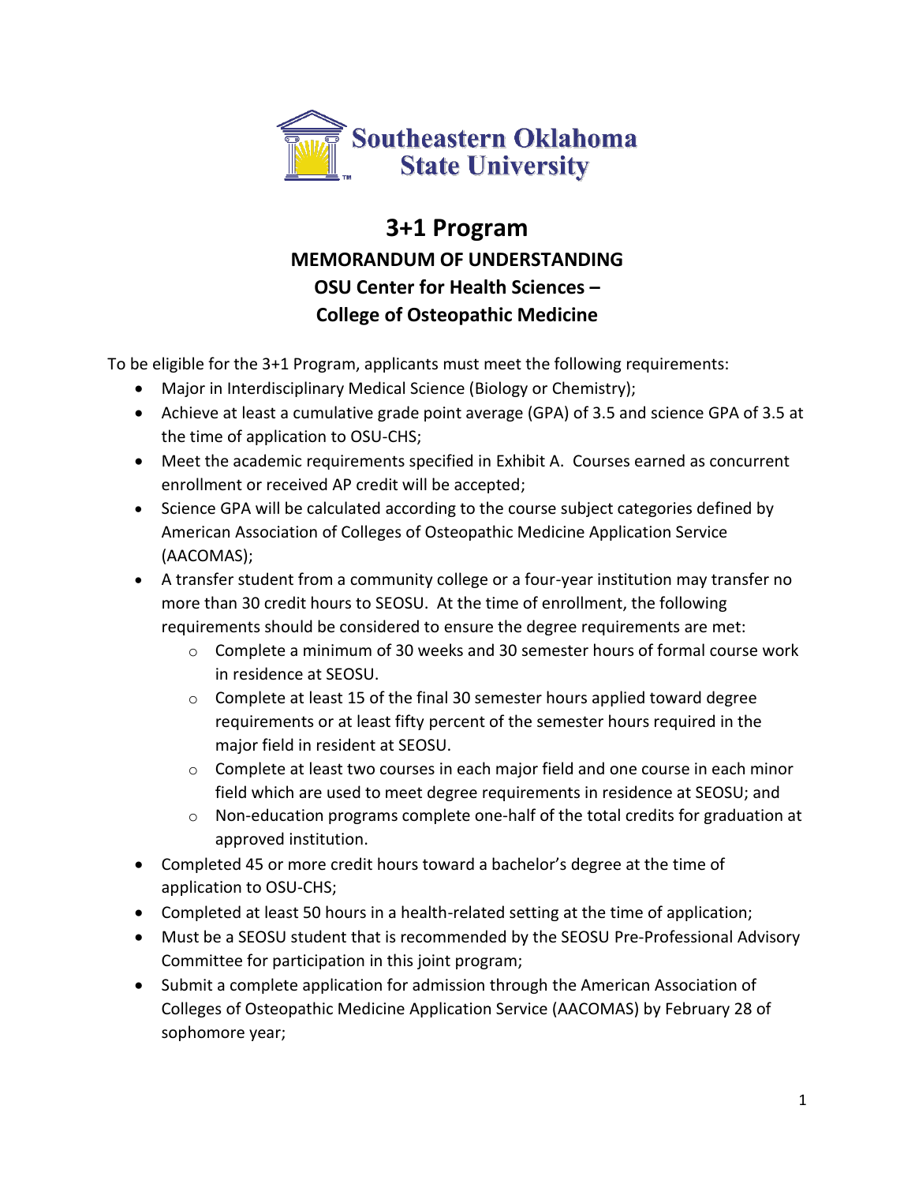Southeastern Oklahoma State University

# 3+1 Program

## MEMORANDUM OF UNDERSTANDING
## OSU Center for Health Sciences – College of Osteopathic Medicine

To be eligible for the 3+1 Program, applicants must meet the following requirements:

- Major in Interdisciplinary Medical Science (Biology or Chemistry);
- Achieve at least a cumulative grade point average (GPA) of 3.5 and science GPA of 3.5 at the time of application to OSU-CHS;
- Meet the academic requirements specified in Exhibit A. Courses earned as concurrent enrollment or received AP credit will be accepted;
- Science GPA will be calculated according to the course subject categories defined by American Association of Colleges of Osteopathic Medicine Application Service (AACOMAS);
- A transfer student from a community college or a four-year institution may transfer no more than 30 credit hours to SEOSU. At the time of enrollment, the following requirements should be considered to ensure the degree requirements are met:
    - Complete a minimum of 30 weeks and 30 semester hours of formal course work in residence at SEOSU.
    - Complete at least 15 of the final 30 semester hours applied toward degree requirements or at least fifty percent of the semester hours required in the major field in resident at SEOSU.
    - Complete at least two courses in each major field and one course in each minor field which are used to meet degree requirements in residence at SEOSU; and
    - Non-education programs complete one-half of the total credits for graduation at approved institution.
- Completed 45 or more credit hours toward a bachelor's degree at the time of application to OSU-CHS;
- Completed at least 50 hours in a health-related setting at the time of application;
- Must be a SEOSU student that is recommended by the SEOSU Pre-Professional Advisory Committee for participation in this joint program;
- Submit a complete application for admission through the American Association of Colleges of Osteopathic Medicine Application Service (AACOMAS) by February 28 of sophomore year;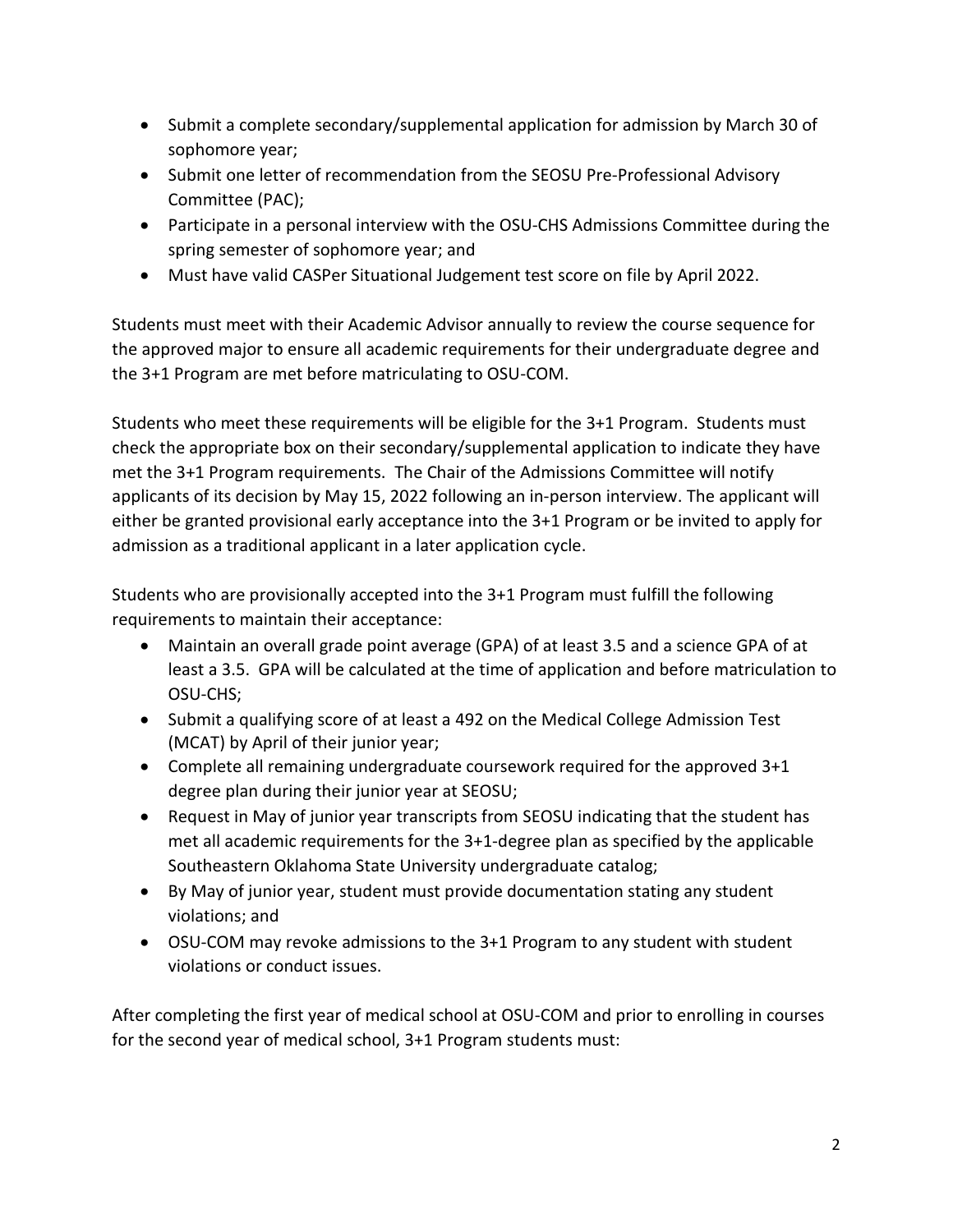- Submit a complete secondary/supplemental application for admission by March 30 of sophomore year;
- Submit one letter of recommendation from the SEOSU Pre-Professional Advisory Committee (PAC);
- Participate in a personal interview with the OSU-CHS Admissions Committee during the spring semester of sophomore year; and
- Must have valid CASPer Situational Judgement test score on file by April 2022.

Students must meet with their Academic Advisor annually to review the course sequence for the approved major to ensure all academic requirements for their undergraduate degree and the 3+1 Program are met before matriculating to OSU-COM.

Students who meet these requirements will be eligible for the 3+1 Program. Students must check the appropriate box on their secondary/supplemental application to indicate they have met the 3+1 Program requirements. The Chair of the Admissions Committee will notify applicants of its decision by May 15, 2022 following an in-person interview. The applicant will either be granted provisional early acceptance into the 3+1 Program or be invited to apply for admission as a traditional applicant in a later application cycle.

Students who are provisionally accepted into the 3+1 Program must fulfill the following requirements to maintain their acceptance:

- Maintain an overall grade point average (GPA) of at least 3.5 and a science GPA of at least a 3.5. GPA will be calculated at the time of application and before matriculation to OSU-CHS;
- Submit a qualifying score of at least a 492 on the Medical College Admission Test (MCAT) by April of their junior year;
- Complete all remaining undergraduate coursework required for the approved 3+1 degree plan during their junior year at SEOSU;
- Request in May of junior year transcripts from SEOSU indicating that the student has met all academic requirements for the 3+1-degree plan as specified by the applicable Southeastern Oklahoma State University undergraduate catalog;
- By May of junior year, student must provide documentation stating any student violations; and
- OSU-COM may revoke admissions to the 3+1 Program to any student with student violations or conduct issues.

After completing the first year of medical school at OSU-COM and prior to enrolling in courses for the second year of medical school, 3+1 Program students must: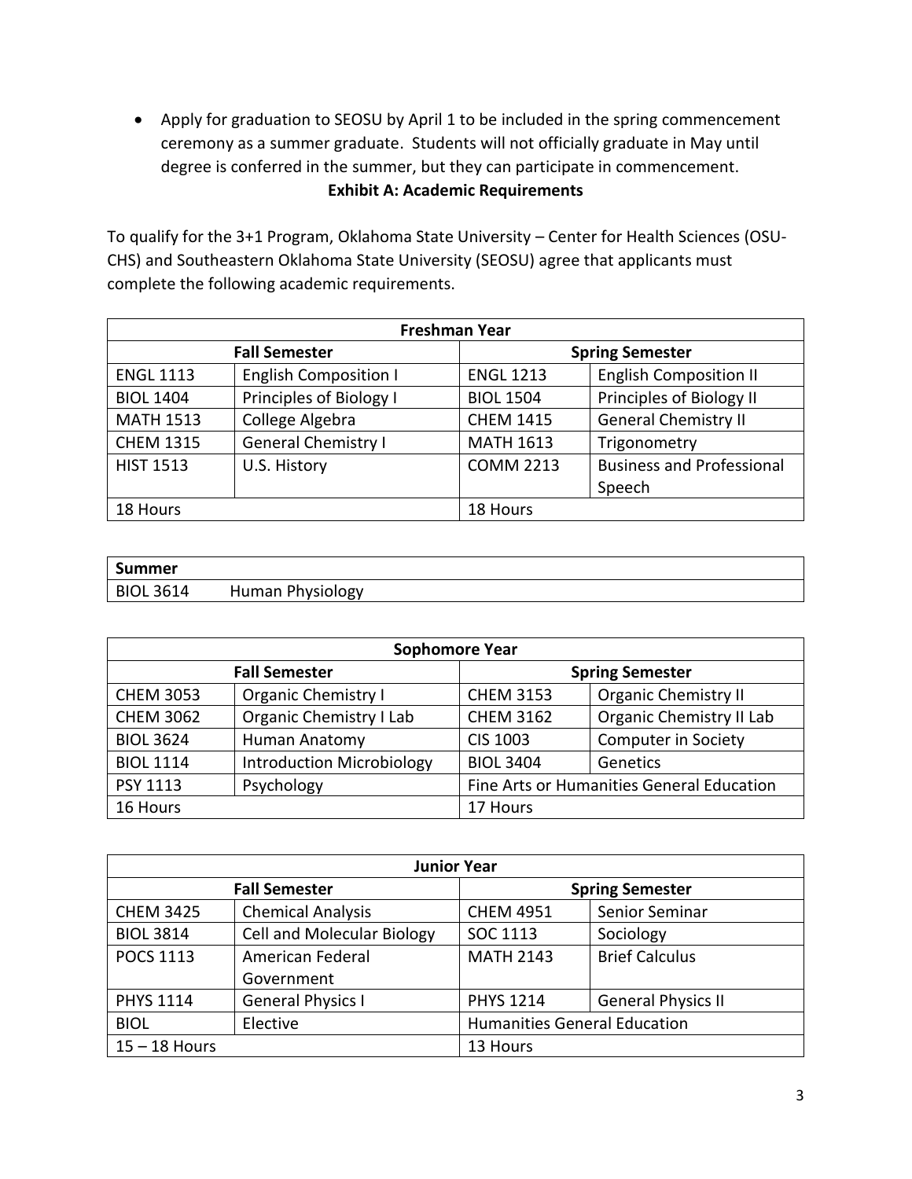- Apply for graduation to SEOSU by April 1 to be included in the spring commencement ceremony as a summer graduate. Students will not officially graduate in May until degree is conferred in the summer, but they can participate in commencement.

**Exhibit A: Academic Requirements**

To qualify for the 3+1 Program, Oklahoma State University – Center for Health Sciences (OSU-CHS) and Southeastern Oklahoma State University (SEOSU) agree that applicants must complete the following academic requirements.

| **Freshman Year** | | | |
|---|---|---|---|
| **Fall Semester** | | **Spring Semester** | |
| ENGL 1113 | English Composition I | ENGL 1213 | English Composition II |
| BIOL 1404 | Principles of Biology I | BIOL 1504 | Principles of Biology II |
| MATH 1513 | College Algebra | CHEM 1415 | General Chemistry II |
| CHEM 1315 | General Chemistry I | MATH 1613 | Trigonometry |
| HIST 1513 | U.S. History | COMM 2213 | Business and Professional Speech |
| 18 Hours | | 18 Hours | |

| **Summer** | |
|---|---|
| BIOL 3614 | Human Physiology |

| **Sophomore Year** | | | |
|---|---|---|---|
| **Fall Semester** | | **Spring Semester** | |
| CHEM 3053 | Organic Chemistry I | CHEM 3153 | Organic Chemistry II |
| CHEM 3062 | Organic Chemistry I Lab | CHEM 3162 | Organic Chemistry II Lab |
| BIOL 3624 | Human Anatomy | CIS 1003 | Computer in Society |
| BIOL 1114 | Introduction Microbiology | BIOL 3404 | Genetics |
| PSY 1113 | Psychology | Fine Arts or Humanities General Education | |
| 16 Hours | | 17 Hours | |

| **Junior Year** | | | |
|---|---|---|---|
| **Fall Semester** | | **Spring Semester** | |
| CHEM 3425 | Chemical Analysis | CHEM 4951 | Senior Seminar |
| BIOL 3814 | Cell and Molecular Biology | SOC 1113 | Sociology |
| POCS 1113 | American Federal Government | MATH 2143 | Brief Calculus |
| PHYS 1114 | General Physics I | PHYS 1214 | General Physics II |
| BIOL | Elective | Humanities General Education | |
| 15 – 18 Hours | | 13 Hours | |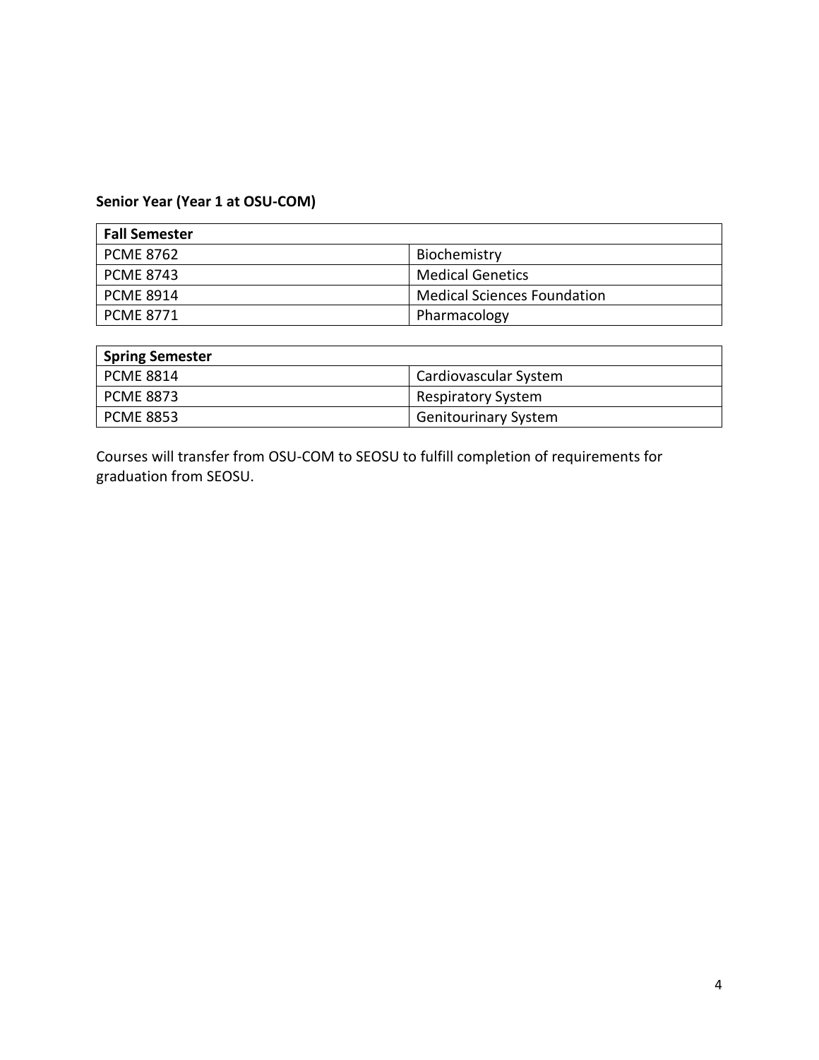**Senior Year (Year 1 at OSU-COM)**

| **Fall Semester** | |
|---|---|
| PCME 8762 | Biochemistry |
| PCME 8743 | Medical Genetics |
| PCME 8914 | Medical Sciences Foundation |
| PCME 8771 | Pharmacology |

| **Spring Semester** | |
|---|---|
| PCME 8814 | Cardiovascular System |
| PCME 8873 | Respiratory System |
| PCME 8853 | Genitourinary System |

Courses will transfer from OSU-COM to SEOSU to fulfill completion of requirements for graduation from SEOSU.